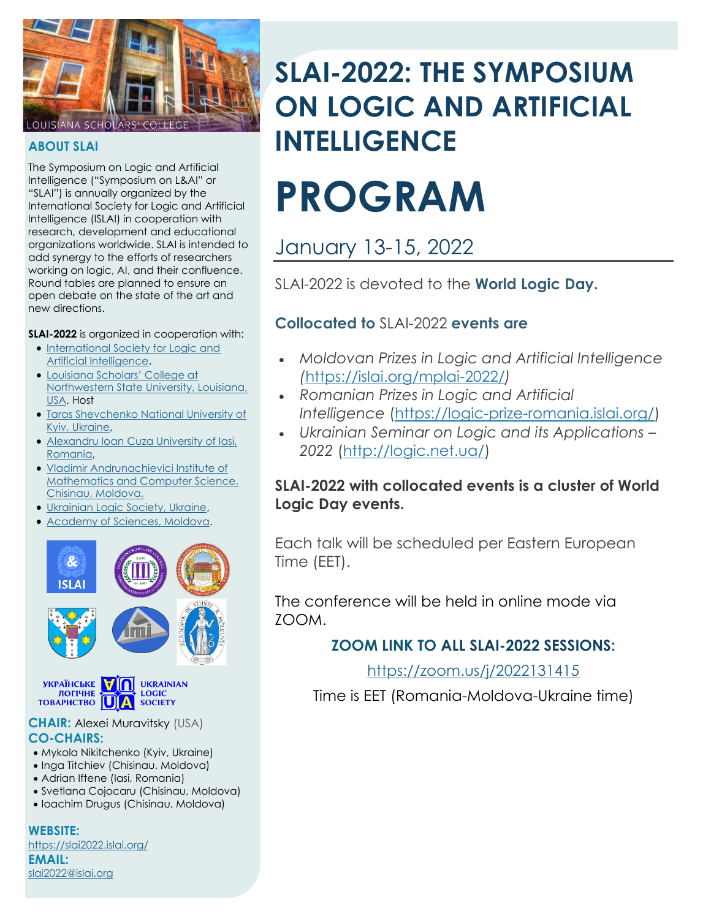# SLAI-2022: THE SYMPOSIUM ON LOGIC AND ARTIFICIAL INTELLIGENCE

# PROGRAM

## January 13-15, 2022

SLAI-2022 is devoted to the **World Logic Day.**

### Collocated to SLAI-2022 events are

- *Moldovan Prizes in Logic and Artificial Intelligence (https://islai.org/mplai-2022/)*
- *Romanian Prizes in Logic and Artificial Intelligence* (https://logic-prize-romania.islai.org/)
- *Ukrainian Seminar on Logic and its Applications – 2022* (http://logic.net.ua/)

**SLAI-2022 with collocated events is a cluster of World Logic Day events.**

Each talk will be scheduled per Eastern European Time (EET).

The conference will be held in online mode via ZOOM.

**ZOOM LINK TO ALL SLAI-2022 SESSIONS:**

https://zoom.us/j/2022131415

Time is EET (Romania-Moldova-Ukraine time)

LOUISIANA SCHOLARS' COLLEGE

### ABOUT SLAI

The Symposium on Logic and Artificial Intelligence ("Symposium on L&AI" or "SLAI") is annually organized by the International Society for Logic and Artificial Intelligence (ISLAI) in cooperation with research, development and educational organizations worldwide. SLAI is intended to add synergy to the efforts of researchers working on logic, AI, and their confluence. Round tables are planned to ensure an open debate on the state of the art and new directions.

**SLAI-2022** is organized in cooperation with:

- International Society for Logic and Artificial Intelligence,
- Louisiana Scholars' College at Northwestern State University, Louisiana, USA, Host
- Taras Shevchenko National University of Kyiv, Ukraine,
- Alexandru Ioan Cuza University of Iasi, Romania,
- Vladimir Andrunachievici Institute of Mathematics and Computer Science, Chisinau, Moldova,
- Ukrainian Logic Society, Ukraine,
- Academy of Sciences, Moldova.

**CHAIR:** Alexei Muravitsky (USA)

**CO-CHAIRS:**

- Mykola Nikitchenko (Kyiv, Ukraine)
- Inga Titchiev (Chisinau, Moldova)
- Adrian Iftene (Iasi, Romania)
- Svetlana Cojocaru (Chisinau, Moldova)
- Ioachim Drugus (Chisinau, Moldova)

**WEBSITE:**
https://slai2022.islai.org/

**EMAIL:**
slai2022@islai.org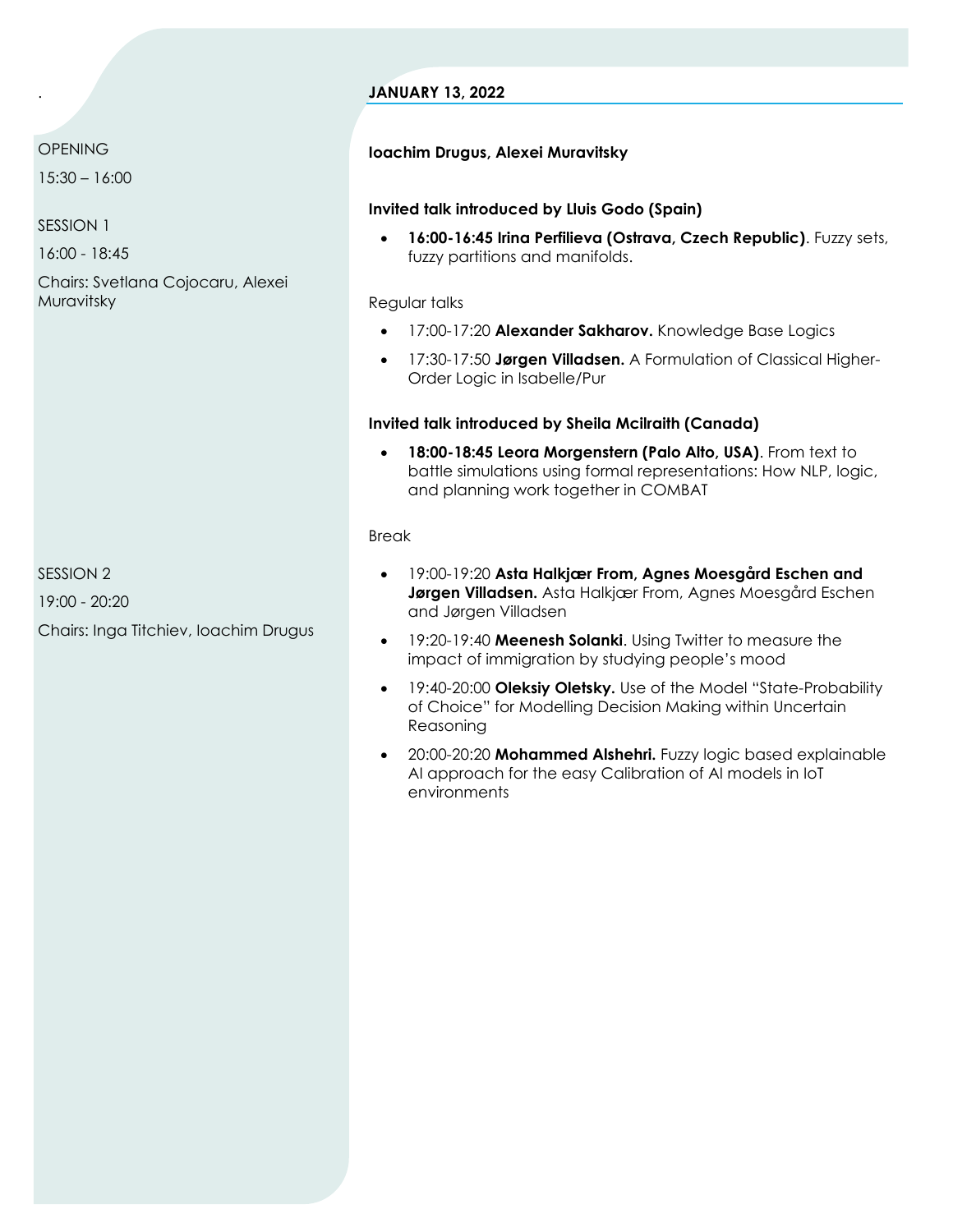## JANUARY 13, 2022

OPENING

15:30 – 16:00

**Ioachim Drugus, Alexei Muravitsky**

SESSION 1

16:00 - 18:45

Chairs: Svetlana Cojocaru, Alexei Muravitsky

**Invited talk introduced by Lluis Godo (Spain)**

- **16:00-16:45 Irina Perfilieva (Ostrava, Czech Republic)**. Fuzzy sets, fuzzy partitions and manifolds.

Regular talks

- 17:00-17:20 **Alexander Sakharov.** Knowledge Base Logics
- 17:30-17:50 **Jørgen Villadsen.** A Formulation of Classical Higher-Order Logic in Isabelle/Pur

**Invited talk introduced by Sheila Mcilraith (Canada)**

- **18:00-18:45 Leora Morgenstern (Palo Alto, USA)**. From text to battle simulations using formal representations: How NLP, logic, and planning work together in COMBAT

Break

SESSION 2

19:00 - 20:20

Chairs: Inga Titchiev, Ioachim Drugus

- 19:00-19:20 **Asta Halkjær From, Agnes Moesgård Eschen and Jørgen Villadsen.** Asta Halkjær From, Agnes Moesgård Eschen and Jørgen Villadsen
- 19:20-19:40 **Meenesh Solanki**. Using Twitter to measure the impact of immigration by studying people's mood
- 19:40-20:00 **Oleksiy Oletsky.** Use of the Model "State-Probability of Choice" for Modelling Decision Making within Uncertain Reasoning
- 20:00-20:20 **Mohammed Alshehri.** Fuzzy logic based explainable AI approach for the easy Calibration of AI models in IoT environments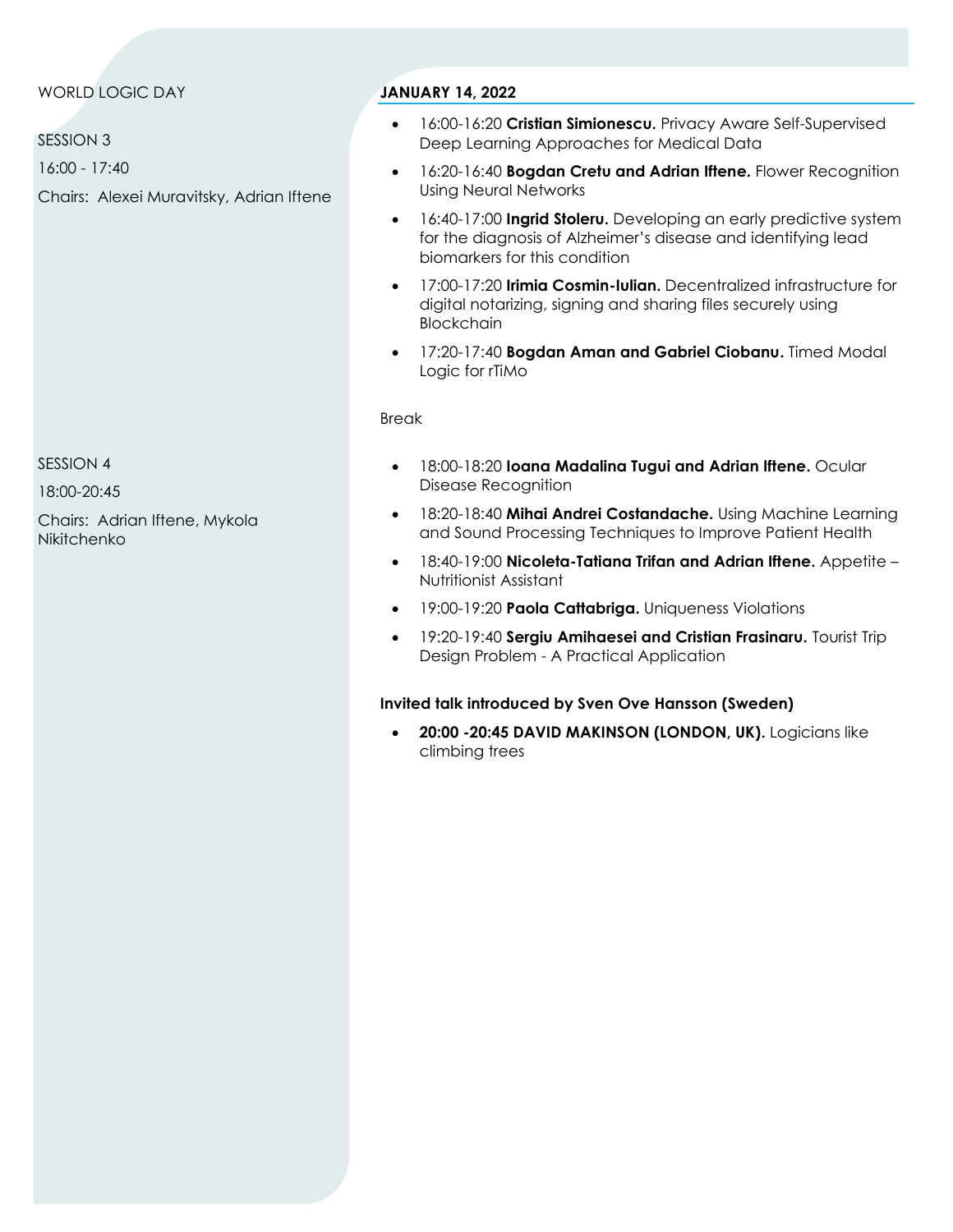WORLD LOGIC DAY

## JANUARY 14, 2022

SESSION 3

16:00 - 17:40

Chairs: Alexei Muravitsky, Adrian Iftene

- 16:00-16:20 **Cristian Simionescu.** Privacy Aware Self-Supervised Deep Learning Approaches for Medical Data
- 16:20-16:40 **Bogdan Cretu and Adrian Iftene.** Flower Recognition Using Neural Networks
- 16:40-17:00 **Ingrid Stoleru.** Developing an early predictive system for the diagnosis of Alzheimer's disease and identifying lead biomarkers for this condition
- 17:00-17:20 **Irimia Cosmin-Iulian.** Decentralized infrastructure for digital notarizing, signing and sharing files securely using Blockchain
- 17:20-17:40 **Bogdan Aman and Gabriel Ciobanu.** Timed Modal Logic for rTiMo

Break

SESSION 4

18:00-20:45

Chairs: Adrian Iftene, Mykola Nikitchenko

- 18:00-18:20 **Ioana Madalina Tugui and Adrian Iftene.** Ocular Disease Recognition
- 18:20-18:40 **Mihai Andrei Costandache.** Using Machine Learning and Sound Processing Techniques to Improve Patient Health
- 18:40-19:00 **Nicoleta-Tatiana Trifan and Adrian Iftene.** Appetite – Nutritionist Assistant
- 19:00-19:20 **Paola Cattabriga.** Uniqueness Violations
- 19:20-19:40 **Sergiu Amihaesei and Cristian Frasinaru.** Tourist Trip Design Problem - A Practical Application

**Invited talk introduced by Sven Ove Hansson (Sweden)**

- **20:00 -20:45 DAVID MAKINSON (LONDON, UK).** Logicians like climbing trees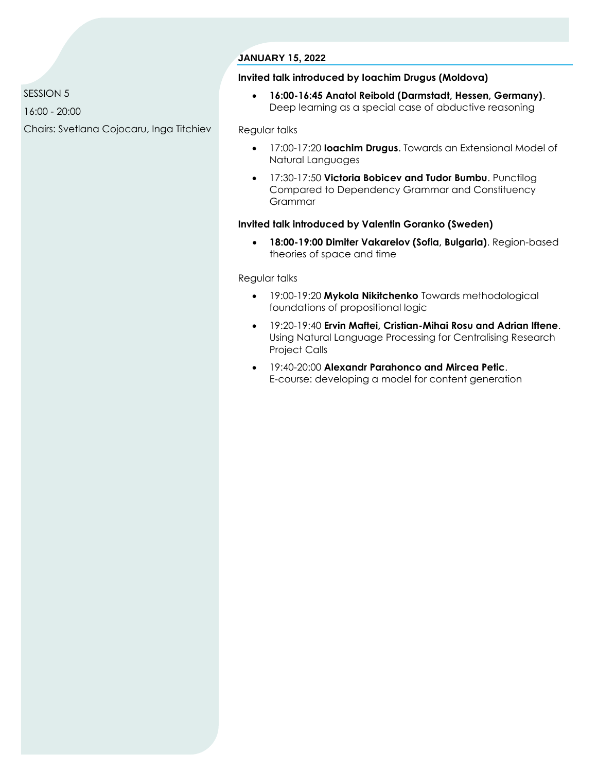SESSION 5

16:00 - 20:00

Chairs: Svetlana Cojocaru, Inga Titchiev

### JANUARY 15, 2022

**Invited talk introduced by Ioachim Drugus (Moldova)**

- **16:00-16:45 Anatol Reibold (Darmstadt, Hessen, Germany)**. Deep learning as a special case of abductive reasoning

Regular talks

- 17:00-17:20 **Ioachim Drugus**. Towards an Extensional Model of Natural Languages
- 17:30-17:50 **Victoria Bobicev and Tudor Bumbu**. Punctilog Compared to Dependency Grammar and Constituency Grammar

**Invited talk introduced by Valentin Goranko (Sweden)**

- **18:00-19:00 Dimiter Vakarelov (Sofia, Bulgaria)**. Region-based theories of space and time

Regular talks

- 19:00-19:20 **Mykola Nikitchenko** Towards methodological foundations of propositional logic
- 19:20-19:40 **Ervin Maftei, Cristian-Mihai Rosu and Adrian Iftene**. Using Natural Language Processing for Centralising Research Project Calls
- 19:40-20:00 **Alexandr Parahonco and Mircea Petic**. E-course: developing a model for content generation